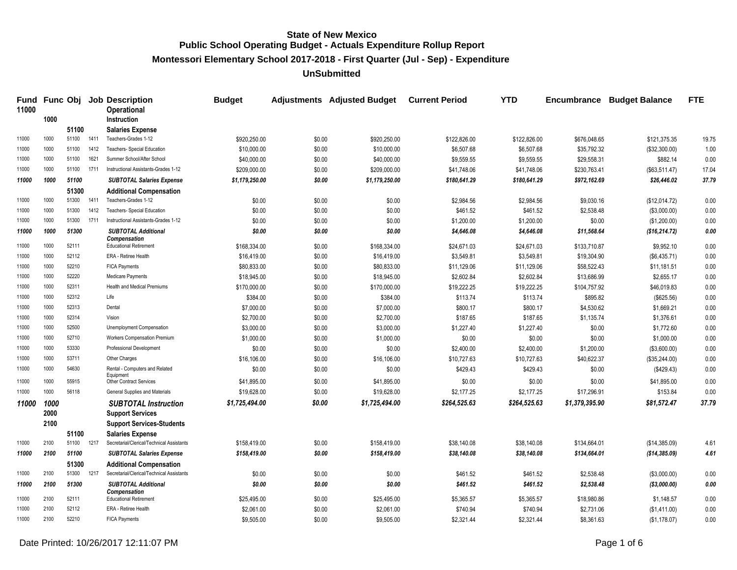# State of New Mexico
## Public School Operating Budget - Actuals Expenditure Rollup Report
### Montessori Elementary School 2017-2018 - First Quarter (Jul - Sep) - Expenditure
### UnSubmitted

| Fund | Func | Obj | Job | Description | Budget | Adjustments | Adjusted Budget | Current Period | YTD | Encumbrance | Budget Balance | FTE |
|---|---|---|---|---|---|---|---|---|---|---|---|---|
| 11000 | | | | Operational | | | | | | | | |
| | 1000 | | | Instruction | | | | | | | | |
| | | 51100 | | Salaries Expense | | | | | | | | |
| 11000 | 1000 | 51100 | 1411 | Teachers-Grades 1-12 | $920,250.00 | $0.00 | $920,250.00 | $122,826.00 | $122,826.00 | $676,048.65 | $121,375.35 | 19.75 |
| 11000 | 1000 | 51100 | 1412 | Teachers- Special Education | $10,000.00 | $0.00 | $10,000.00 | $6,507.68 | $6,507.68 | $35,792.32 | ($32,300.00) | 1.00 |
| 11000 | 1000 | 51100 | 1621 | Summer School/After School | $40,000.00 | $0.00 | $40,000.00 | $9,559.55 | $9,559.55 | $29,558.31 | $882.14 | 0.00 |
| 11000 | 1000 | 51100 | 1711 | Instructional Assistants-Grades 1-12 | $209,000.00 | $0.00 | $209,000.00 | $41,748.06 | $41,748.06 | $230,763.41 | ($63,511.47) | 17.04 |
| *11000* | *1000* | *51100* | | ***SUBTOTAL Salaries Expense*** | *$1,179,250.00* | *$0.00* | *$1,179,250.00* | *$180,641.29* | *$180,641.29* | *$972,162.69* | *$26,446.02* | *37.79* |
| | | 51300 | | Additional Compensation | | | | | | | | |
| 11000 | 1000 | 51300 | 1411 | Teachers-Grades 1-12 | $0.00 | $0.00 | $0.00 | $2,984.56 | $2,984.56 | $9,030.16 | ($12,014.72) | 0.00 |
| 11000 | 1000 | 51300 | 1412 | Teachers- Special Education | $0.00 | $0.00 | $0.00 | $461.52 | $461.52 | $2,538.48 | ($3,000.00) | 0.00 |
| 11000 | 1000 | 51300 | 1711 | Instructional Assistants-Grades 1-12 | $0.00 | $0.00 | $0.00 | $1,200.00 | $1,200.00 | $0.00 | ($1,200.00) | 0.00 |
| *11000* | *1000* | *51300* | | ***SUBTOTAL Additional Compensation*** | *$0.00* | *$0.00* | *$0.00* | *$4,646.08* | *$4,646.08* | *$11,568.64* | *($16,214.72)* | *0.00* |
| 11000 | 1000 | 52111 | | Educational Retirement | $168,334.00 | $0.00 | $168,334.00 | $24,671.03 | $24,671.03 | $133,710.87 | $9,952.10 | 0.00 |
| 11000 | 1000 | 52112 | | ERA - Retiree Health | $16,419.00 | $0.00 | $16,419.00 | $3,549.81 | $3,549.81 | $19,304.90 | ($6,435.71) | 0.00 |
| 11000 | 1000 | 52210 | | FICA Payments | $80,833.00 | $0.00 | $80,833.00 | $11,129.06 | $11,129.06 | $58,522.43 | $11,181.51 | 0.00 |
| 11000 | 1000 | 52220 | | Medicare Payments | $18,945.00 | $0.00 | $18,945.00 | $2,602.84 | $2,602.84 | $13,686.99 | $2,655.17 | 0.00 |
| 11000 | 1000 | 52311 | | Health and Medical Premiums | $170,000.00 | $0.00 | $170,000.00 | $19,222.25 | $19,222.25 | $104,757.92 | $46,019.83 | 0.00 |
| 11000 | 1000 | 52312 | | Life | $384.00 | $0.00 | $384.00 | $113.74 | $113.74 | $895.82 | ($625.56) | 0.00 |
| 11000 | 1000 | 52313 | | Dental | $7,000.00 | $0.00 | $7,000.00 | $800.17 | $800.17 | $4,530.62 | $1,669.21 | 0.00 |
| 11000 | 1000 | 52314 | | Vision | $2,700.00 | $0.00 | $2,700.00 | $187.65 | $187.65 | $1,135.74 | $1,376.61 | 0.00 |
| 11000 | 1000 | 52500 | | Unemployment Compensation | $3,000.00 | $0.00 | $3,000.00 | $1,227.40 | $1,227.40 | $0.00 | $1,772.60 | 0.00 |
| 11000 | 1000 | 52710 | | Workers Compensation Premium | $1,000.00 | $0.00 | $1,000.00 | $0.00 | $0.00 | $0.00 | $1,000.00 | 0.00 |
| 11000 | 1000 | 53330 | | Professional Development | $0.00 | $0.00 | $0.00 | $2,400.00 | $2,400.00 | $1,200.00 | ($3,600.00) | 0.00 |
| 11000 | 1000 | 53711 | | Other Charges | $16,106.00 | $0.00 | $16,106.00 | $10,727.63 | $10,727.63 | $40,622.37 | ($35,244.00) | 0.00 |
| 11000 | 1000 | 54630 | | Rental - Computers and Related Equipment | $0.00 | $0.00 | $0.00 | $429.43 | $429.43 | $0.00 | ($429.43) | 0.00 |
| 11000 | 1000 | 55915 | | Other Contract Services | $41,895.00 | $0.00 | $41,895.00 | $0.00 | $0.00 | $0.00 | $41,895.00 | 0.00 |
| 11000 | 1000 | 56118 | | General Supplies and Materials | $19,628.00 | $0.00 | $19,628.00 | $2,177.25 | $2,177.25 | $17,296.91 | $153.84 | 0.00 |
| ***11000*** | ***1000*** | | | ***SUBTOTAL Instruction*** | *$1,725,494.00* | *$0.00* | *$1,725,494.00* | *$264,525.63* | *$264,525.63* | *$1,379,395.90* | *$81,572.47* | *37.79* |
| | 2000 | | | Support Services | | | | | | | | |
| | 2100 | | | Support Services-Students | | | | | | | | |
| | | 51100 | | Salaries Expense | | | | | | | | |
| 11000 | 2100 | 51100 | 1217 | Secretarial/Clerical/Technical Assistants | $158,419.00 | $0.00 | $158,419.00 | $38,140.08 | $38,140.08 | $134,664.01 | ($14,385.09) | 4.61 |
| *11000* | *2100* | *51100* | | ***SUBTOTAL Salaries Expense*** | *$158,419.00* | *$0.00* | *$158,419.00* | *$38,140.08* | *$38,140.08* | *$134,664.01* | *($14,385.09)* | *4.61* |
| | | 51300 | | Additional Compensation | | | | | | | | |
| 11000 | 2100 | 51300 | 1217 | Secretarial/Clerical/Technical Assistants | $0.00 | $0.00 | $0.00 | $461.52 | $461.52 | $2,538.48 | ($3,000.00) | 0.00 |
| *11000* | *2100* | *51300* | | ***SUBTOTAL Additional Compensation*** | *$0.00* | *$0.00* | *$0.00* | *$461.52* | *$461.52* | *$2,538.48* | *($3,000.00)* | *0.00* |
| 11000 | 2100 | 52111 | | Educational Retirement | $25,495.00 | $0.00 | $25,495.00 | $5,365.57 | $5,365.57 | $18,980.86 | $1,148.57 | 0.00 |
| 11000 | 2100 | 52112 | | ERA - Retiree Health | $2,061.00 | $0.00 | $2,061.00 | $740.94 | $740.94 | $2,731.06 | ($1,411.00) | 0.00 |
| 11000 | 2100 | 52210 | | FICA Payments | $9,505.00 | $0.00 | $9,505.00 | $2,321.44 | $2,321.44 | $8,361.63 | ($1,178.07) | 0.00 |

Date Printed: 10/26/2017 12:11:07 PM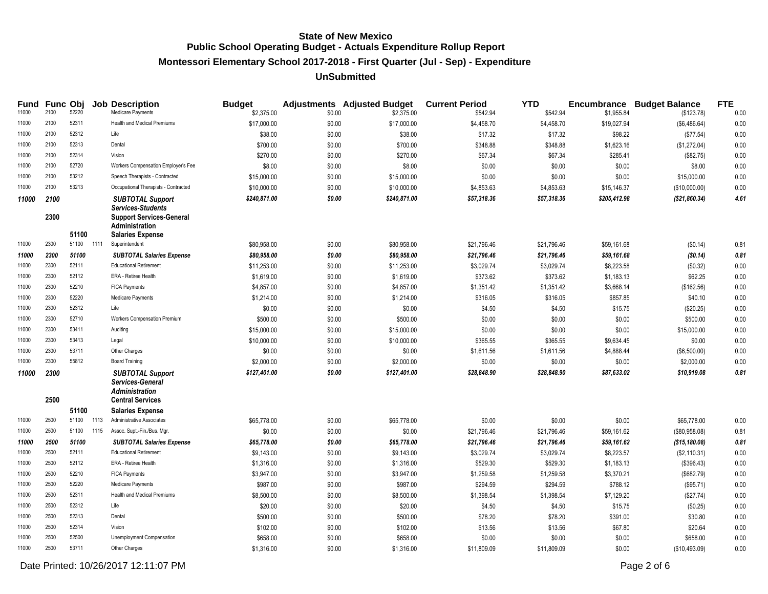# State of New Mexico
## Public School Operating Budget - Actuals Expenditure Rollup Report
### Montessori Elementary School 2017-2018 - First Quarter (Jul - Sep) - Expenditure
### UnSubmitted

| Fund | Func | Obj | Job | Description | Budget | Adjustments | Adjusted Budget | Current Period | YTD | Encumbrance | Budget Balance | FTE |
|---|---|---|---|---|---|---|---|---|---|---|---|---|
| 11000 | 2100 | 52220 | | Medicare Payments | $2,375.00 | $0.00 | $2,375.00 | $542.94 | $542.94 | $1,955.84 | ($123.78) | 0.00 |
| 11000 | 2100 | 52311 | | Health and Medical Premiums | $17,000.00 | $0.00 | $17,000.00 | $4,458.70 | $4,458.70 | $19,027.94 | ($6,486.64) | 0.00 |
| 11000 | 2100 | 52312 | | Life | $38.00 | $0.00 | $38.00 | $17.32 | $17.32 | $98.22 | ($77.54) | 0.00 |
| 11000 | 2100 | 52313 | | Dental | $700.00 | $0.00 | $700.00 | $348.88 | $348.88 | $1,623.16 | ($1,272.04) | 0.00 |
| 11000 | 2100 | 52314 | | Vision | $270.00 | $0.00 | $270.00 | $67.34 | $67.34 | $285.41 | ($82.75) | 0.00 |
| 11000 | 2100 | 52720 | | Workers Compensation Employer's Fee | $8.00 | $0.00 | $8.00 | $0.00 | $0.00 | $0.00 | $8.00 | 0.00 |
| 11000 | 2100 | 53212 | | Speech Therapists - Contracted | $15,000.00 | $0.00 | $15,000.00 | $0.00 | $0.00 | $0.00 | $15,000.00 | 0.00 |
| 11000 | 2100 | 53213 | | Occupational Therapists - Contracted | $10,000.00 | $0.00 | $10,000.00 | $4,853.63 | $4,853.63 | $15,146.37 | ($10,000.00) | 0.00 |
| ***11000*** | ***2100*** | | | ***SUBTOTAL Support Services-Students*** | ***$240,871.00*** | ***$0.00*** | ***$240,871.00*** | ***$57,318.36*** | ***$57,318.36*** | ***$205,412.98*** | ***($21,860.34)*** | ***4.61*** |
| | **2300** | | | **Support Services-General Administration** | | | | | | | | |
| | | **51100** | | **Salaries Expense** | | | | | | | | |
| 11000 | 2300 | 51100 | 1111 | Superintendent | $80,958.00 | $0.00 | $80,958.00 | $21,796.46 | $21,796.46 | $59,161.68 | ($0.14) | 0.81 |
| ***11000*** | ***2300*** | ***51100*** | | ***SUBTOTAL Salaries Expense*** | ***$80,958.00*** | ***$0.00*** | ***$80,958.00*** | ***$21,796.46*** | ***$21,796.46*** | ***$59,161.68*** | ***($0.14)*** | ***0.81*** |
| 11000 | 2300 | 52111 | | Educational Retirement | $11,253.00 | $0.00 | $11,253.00 | $3,029.74 | $3,029.74 | $8,223.58 | ($0.32) | 0.00 |
| 11000 | 2300 | 52112 | | ERA - Retiree Health | $1,619.00 | $0.00 | $1,619.00 | $373.62 | $373.62 | $1,183.13 | $62.25 | 0.00 |
| 11000 | 2300 | 52210 | | FICA Payments | $4,857.00 | $0.00 | $4,857.00 | $1,351.42 | $1,351.42 | $3,668.14 | ($162.56) | 0.00 |
| 11000 | 2300 | 52220 | | Medicare Payments | $1,214.00 | $0.00 | $1,214.00 | $316.05 | $316.05 | $857.85 | $40.10 | 0.00 |
| 11000 | 2300 | 52312 | | Life | $0.00 | $0.00 | $0.00 | $4.50 | $4.50 | $15.75 | ($20.25) | 0.00 |
| 11000 | 2300 | 52710 | | Workers Compensation Premium | $500.00 | $0.00 | $500.00 | $0.00 | $0.00 | $0.00 | $500.00 | 0.00 |
| 11000 | 2300 | 53411 | | Auditing | $15,000.00 | $0.00 | $15,000.00 | $0.00 | $0.00 | $0.00 | $15,000.00 | 0.00 |
| 11000 | 2300 | 53413 | | Legal | $10,000.00 | $0.00 | $10,000.00 | $365.55 | $365.55 | $9,634.45 | $0.00 | 0.00 |
| 11000 | 2300 | 53711 | | Other Charges | $0.00 | $0.00 | $0.00 | $1,611.56 | $1,611.56 | $4,888.44 | ($6,500.00) | 0.00 |
| 11000 | 2300 | 55812 | | Board Training | $2,000.00 | $0.00 | $2,000.00 | $0.00 | $0.00 | $0.00 | $2,000.00 | 0.00 |
| ***11000*** | ***2300*** | | | ***SUBTOTAL Support Services-General Administration*** | ***$127,401.00*** | ***$0.00*** | ***$127,401.00*** | ***$28,848.90*** | ***$28,848.90*** | ***$87,633.02*** | ***$10,919.08*** | ***0.81*** |
| | **2500** | | | **Central Services** | | | | | | | | |
| | | **51100** | | **Salaries Expense** | | | | | | | | |
| 11000 | 2500 | 51100 | 1113 | Administrative Associates | $65,778.00 | $0.00 | $65,778.00 | $0.00 | $0.00 | $0.00 | $65,778.00 | 0.00 |
| 11000 | 2500 | 51100 | 1115 | Assoc. Supt.-Fin./Bus. Mgr. | $0.00 | $0.00 | $0.00 | $21,796.46 | $21,796.46 | $59,161.62 | ($80,958.08) | 0.81 |
| ***11000*** | ***2500*** | ***51100*** | | ***SUBTOTAL Salaries Expense*** | ***$65,778.00*** | ***$0.00*** | ***$65,778.00*** | ***$21,796.46*** | ***$21,796.46*** | ***$59,161.62*** | ***($15,180.08)*** | ***0.81*** |
| 11000 | 2500 | 52111 | | Educational Retirement | $9,143.00 | $0.00 | $9,143.00 | $3,029.74 | $3,029.74 | $8,223.57 | ($2,110.31) | 0.00 |
| 11000 | 2500 | 52112 | | ERA - Retiree Health | $1,316.00 | $0.00 | $1,316.00 | $529.30 | $529.30 | $1,183.13 | ($396.43) | 0.00 |
| 11000 | 2500 | 52210 | | FICA Payments | $3,947.00 | $0.00 | $3,947.00 | $1,259.58 | $1,259.58 | $3,370.21 | ($682.79) | 0.00 |
| 11000 | 2500 | 52220 | | Medicare Payments | $987.00 | $0.00 | $987.00 | $294.59 | $294.59 | $788.12 | ($95.71) | 0.00 |
| 11000 | 2500 | 52311 | | Health and Medical Premiums | $8,500.00 | $0.00 | $8,500.00 | $1,398.54 | $1,398.54 | $7,129.20 | ($27.74) | 0.00 |
| 11000 | 2500 | 52312 | | Life | $20.00 | $0.00 | $20.00 | $4.50 | $4.50 | $15.75 | ($0.25) | 0.00 |
| 11000 | 2500 | 52313 | | Dental | $500.00 | $0.00 | $500.00 | $78.20 | $78.20 | $391.00 | $30.80 | 0.00 |
| 11000 | 2500 | 52314 | | Vision | $102.00 | $0.00 | $102.00 | $13.56 | $13.56 | $67.80 | $20.64 | 0.00 |
| 11000 | 2500 | 52500 | | Unemployment Compensation | $658.00 | $0.00 | $658.00 | $0.00 | $0.00 | $0.00 | $658.00 | 0.00 |
| 11000 | 2500 | 53711 | | Other Charges | $1,316.00 | $0.00 | $1,316.00 | $11,809.09 | $11,809.09 | $0.00 | ($10,493.09) | 0.00 |

Date Printed: 10/26/2017 12:11:07 PM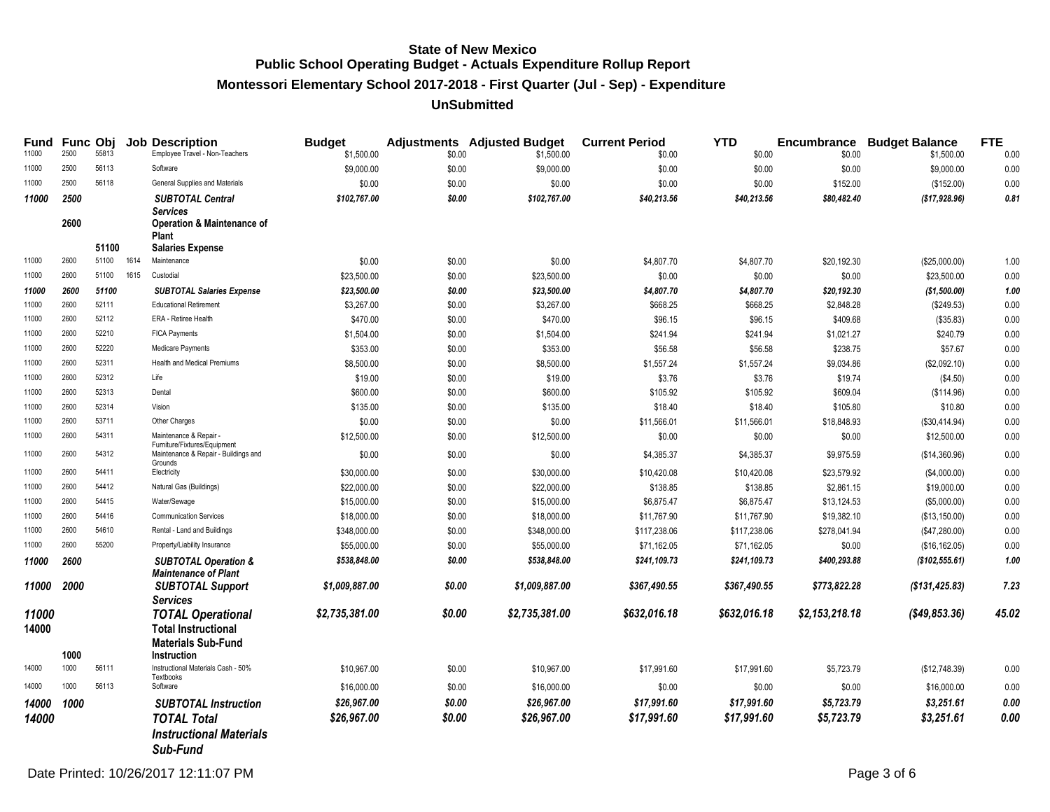# State of New Mexico
## Public School Operating Budget - Actuals Expenditure Rollup Report
### Montessori Elementary School 2017-2018 - First Quarter (Jul - Sep) - Expenditure
### UnSubmitted

| Fund | Func | Obj | Job | Description | Budget | Adjustments | Adjusted Budget | Current Period | YTD | Encumbrance | Budget Balance | FTE |
|---|---|---|---|---|---|---|---|---|---|---|---|---|
| 11000 | 2500 | 55813 | | Employee Travel - Non-Teachers | $1,500.00 | $0.00 | $1,500.00 | $0.00 | $0.00 | $0.00 | $1,500.00 | 0.00 |
| 11000 | 2500 | 56113 | | Software | $9,000.00 | $0.00 | $9,000.00 | $0.00 | $0.00 | $0.00 | $9,000.00 | 0.00 |
| 11000 | 2500 | 56118 | | General Supplies and Materials | $0.00 | $0.00 | $0.00 | $0.00 | $0.00 | $152.00 | ($152.00) | 0.00 |
| ***11000*** | ***2500*** | | | ***SUBTOTAL Central Services*** | ***$102,767.00*** | ***$0.00*** | ***$102,767.00*** | ***$40,213.56*** | ***$40,213.56*** | ***$80,482.40*** | ***($17,928.96)*** | ***0.81*** |
| | **2600** | | | **Operation & Maintenance of Plant** | | | | | | | | |
| | | **51100** | | **Salaries Expense** | | | | | | | | |
| 11000 | 2600 | 51100 | 1614 | Maintenance | $0.00 | $0.00 | $0.00 | $4,807.70 | $4,807.70 | $20,192.30 | ($25,000.00) | 1.00 |
| 11000 | 2600 | 51100 | 1615 | Custodial | $23,500.00 | $0.00 | $23,500.00 | $0.00 | $0.00 | $0.00 | $23,500.00 | 0.00 |
| ***11000*** | ***2600*** | ***51100*** | | ***SUBTOTAL Salaries Expense*** | ***$23,500.00*** | ***$0.00*** | ***$23,500.00*** | ***$4,807.70*** | ***$4,807.70*** | ***$20,192.30*** | ***($1,500.00)*** | ***1.00*** |
| 11000 | 2600 | 52111 | | Educational Retirement | $3,267.00 | $0.00 | $3,267.00 | $668.25 | $668.25 | $2,848.28 | ($249.53) | 0.00 |
| 11000 | 2600 | 52112 | | ERA - Retiree Health | $470.00 | $0.00 | $470.00 | $96.15 | $96.15 | $409.68 | ($35.83) | 0.00 |
| 11000 | 2600 | 52210 | | FICA Payments | $1,504.00 | $0.00 | $1,504.00 | $241.94 | $241.94 | $1,021.27 | $240.79 | 0.00 |
| 11000 | 2600 | 52220 | | Medicare Payments | $353.00 | $0.00 | $353.00 | $56.58 | $56.58 | $238.75 | $57.67 | 0.00 |
| 11000 | 2600 | 52311 | | Health and Medical Premiums | $8,500.00 | $0.00 | $8,500.00 | $1,557.24 | $1,557.24 | $9,034.86 | ($2,092.10) | 0.00 |
| 11000 | 2600 | 52312 | | Life | $19.00 | $0.00 | $19.00 | $3.76 | $3.76 | $19.74 | ($4.50) | 0.00 |
| 11000 | 2600 | 52313 | | Dental | $600.00 | $0.00 | $600.00 | $105.92 | $105.92 | $609.04 | ($114.96) | 0.00 |
| 11000 | 2600 | 52314 | | Vision | $135.00 | $0.00 | $135.00 | $18.40 | $18.40 | $105.80 | $10.80 | 0.00 |
| 11000 | 2600 | 53711 | | Other Charges | $0.00 | $0.00 | $0.00 | $11,566.01 | $11,566.01 | $18,848.93 | ($30,414.94) | 0.00 |
| 11000 | 2600 | 54311 | | Maintenance & Repair - Furniture/Fixtures/Equipment | $12,500.00 | $0.00 | $12,500.00 | $0.00 | $0.00 | $0.00 | $12,500.00 | 0.00 |
| 11000 | 2600 | 54312 | | Maintenance & Repair - Buildings and Grounds | $0.00 | $0.00 | $0.00 | $4,385.37 | $4,385.37 | $9,975.59 | ($14,360.96) | 0.00 |
| 11000 | 2600 | 54411 | | Electricity | $30,000.00 | $0.00 | $30,000.00 | $10,420.08 | $10,420.08 | $23,579.92 | ($4,000.00) | 0.00 |
| 11000 | 2600 | 54412 | | Natural Gas (Buildings) | $22,000.00 | $0.00 | $22,000.00 | $138.85 | $138.85 | $2,861.15 | $19,000.00 | 0.00 |
| 11000 | 2600 | 54415 | | Water/Sewage | $15,000.00 | $0.00 | $15,000.00 | $6,875.47 | $6,875.47 | $13,124.53 | ($5,000.00) | 0.00 |
| 11000 | 2600 | 54416 | | Communication Services | $18,000.00 | $0.00 | $18,000.00 | $11,767.90 | $11,767.90 | $19,382.10 | ($13,150.00) | 0.00 |
| 11000 | 2600 | 54610 | | Rental - Land and Buildings | $348,000.00 | $0.00 | $348,000.00 | $117,238.06 | $117,238.06 | $278,041.94 | ($47,280.00) | 0.00 |
| 11000 | 2600 | 55200 | | Property/Liability Insurance | $55,000.00 | $0.00 | $55,000.00 | $71,162.05 | $71,162.05 | $0.00 | ($16,162.05) | 0.00 |
| ***11000*** | ***2600*** | | | ***SUBTOTAL Operation & Maintenance of Plant*** | ***$538,848.00*** | ***$0.00*** | ***$538,848.00*** | ***$241,109.73*** | ***$241,109.73*** | ***$400,293.88*** | ***($102,555.61)*** | ***1.00*** |
| ***11000*** | ***2000*** | | | ***SUBTOTAL Support Services*** | ***$1,009,887.00*** | ***$0.00*** | ***$1,009,887.00*** | ***$367,490.55*** | ***$367,490.55*** | ***$773,822.28*** | ***($131,425.83)*** | ***7.23*** |
| ***11000*** | | | | ***TOTAL Operational*** | ***$2,735,381.00*** | ***$0.00*** | ***$2,735,381.00*** | ***$632,016.18*** | ***$632,016.18*** | ***$2,153,218.18*** | ***($49,853.36)*** | ***45.02*** |
| **14000** | | | | **Total Instructional Materials Sub-Fund** | | | | | | | | |
| | **1000** | | | **Instruction** | | | | | | | | |
| 14000 | 1000 | 56111 | | Instructional Materials Cash - 50% Textbooks | $10,967.00 | $0.00 | $10,967.00 | $17,991.60 | $17,991.60 | $5,723.79 | ($12,748.39) | 0.00 |
| 14000 | 1000 | 56113 | | Software | $16,000.00 | $0.00 | $16,000.00 | $0.00 | $0.00 | $0.00 | $16,000.00 | 0.00 |
| ***14000*** | ***1000*** | | | ***SUBTOTAL Instruction*** | ***$26,967.00*** | ***$0.00*** | ***$26,967.00*** | ***$17,991.60*** | ***$17,991.60*** | ***$5,723.79*** | ***$3,251.61*** | ***0.00*** |
| ***14000*** | | | | ***TOTAL Total Instructional Materials Sub-Fund*** | ***$26,967.00*** | ***$0.00*** | ***$26,967.00*** | ***$17,991.60*** | ***$17,991.60*** | ***$5,723.79*** | ***$3,251.61*** | ***0.00*** |

Date Printed: 10/26/2017 12:11:07 PM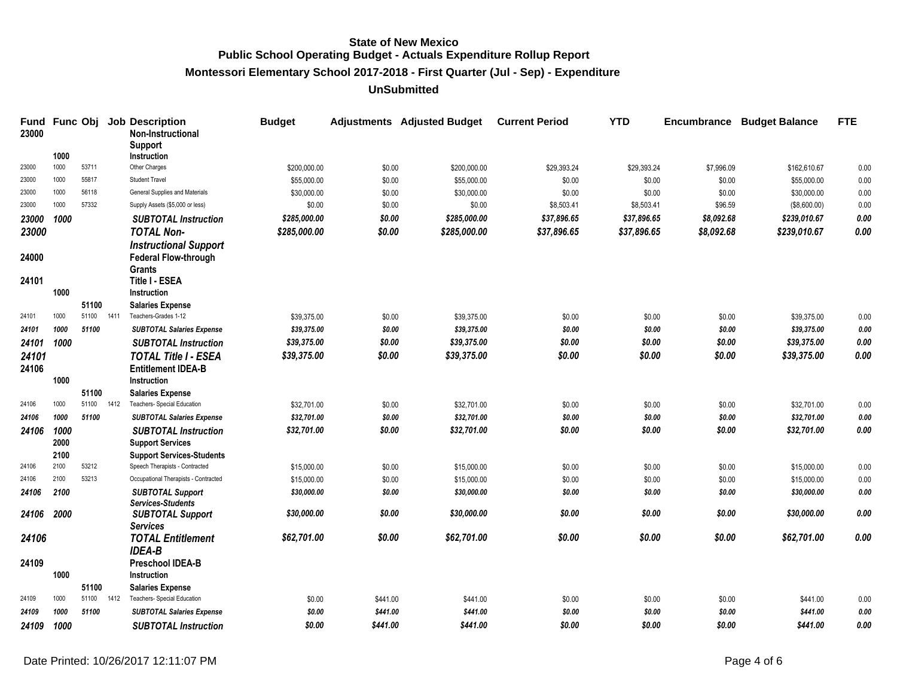# State of New Mexico
## Public School Operating Budget - Actuals Expenditure Rollup Report
### Montessori Elementary School 2017-2018 - First Quarter (Jul - Sep) - Expenditure
### UnSubmitted

| Fund | Func | Obj | Job | Description | Budget | Adjustments | Adjusted Budget | Current Period | YTD | Encumbrance | Budget Balance | FTE |
|---|---|---|---|---|---|---|---|---|---|---|---|---|
| **23000** | | | | **Non-Instructional Support** | | | | | | | | |
| | **1000** | | | **Instruction** | | | | | | | | |
| 23000 | 1000 | 53711 | | Other Charges | $200,000.00 | $0.00 | $200,000.00 | $29,393.24 | $29,393.24 | $7,996.09 | $162,610.67 | 0.00 |
| 23000 | 1000 | 55817 | | Student Travel | $55,000.00 | $0.00 | $55,000.00 | $0.00 | $0.00 | $0.00 | $55,000.00 | 0.00 |
| 23000 | 1000 | 56118 | | General Supplies and Materials | $30,000.00 | $0.00 | $30,000.00 | $0.00 | $0.00 | $0.00 | $30,000.00 | 0.00 |
| 23000 | 1000 | 57332 | | Supply Assets ($5,000 or less) | $0.00 | $0.00 | $0.00 | $8,503.41 | $8,503.41 | $96.59 | ($8,600.00) | 0.00 |
| ***23000*** | ***1000*** | | | ***SUBTOTAL Instruction*** | ***$285,000.00*** | ***$0.00*** | ***$285,000.00*** | ***$37,896.65*** | ***$37,896.65*** | ***$8,092.68*** | ***$239,010.67*** | ***0.00*** |
| ***23000*** | | | | ***TOTAL Non-Instructional Support*** | ***$285,000.00*** | ***$0.00*** | ***$285,000.00*** | ***$37,896.65*** | ***$37,896.65*** | ***$8,092.68*** | ***$239,010.67*** | ***0.00*** |
| **24000** | | | | **Federal Flow-through Grants** | | | | | | | | |
| **24101** | | | | **Title I - ESEA** | | | | | | | | |
| | **1000** | | | **Instruction** | | | | | | | | |
| | | **51100** | | **Salaries Expense** | | | | | | | | |
| 24101 | 1000 | 51100 | 1411 | Teachers-Grades 1-12 | $39,375.00 | $0.00 | $39,375.00 | $0.00 | $0.00 | $0.00 | $39,375.00 | 0.00 |
| ***24101*** | ***1000*** | ***51100*** | | ***SUBTOTAL Salaries Expense*** | ***$39,375.00*** | ***$0.00*** | ***$39,375.00*** | ***$0.00*** | ***$0.00*** | ***$0.00*** | ***$39,375.00*** | ***0.00*** |
| ***24101*** | ***1000*** | | | ***SUBTOTAL Instruction*** | ***$39,375.00*** | ***$0.00*** | ***$39,375.00*** | ***$0.00*** | ***$0.00*** | ***$0.00*** | ***$39,375.00*** | ***0.00*** |
| ***24101*** | | | | ***TOTAL Title I - ESEA*** | ***$39,375.00*** | ***$0.00*** | ***$39,375.00*** | ***$0.00*** | ***$0.00*** | ***$0.00*** | ***$39,375.00*** | ***0.00*** |
| **24106** | | | | **Entitlement IDEA-B** | | | | | | | | |
| | **1000** | | | **Instruction** | | | | | | | | |
| | | **51100** | | **Salaries Expense** | | | | | | | | |
| 24106 | 1000 | 51100 | 1412 | Teachers- Special Education | $32,701.00 | $0.00 | $32,701.00 | $0.00 | $0.00 | $0.00 | $32,701.00 | 0.00 |
| ***24106*** | ***1000*** | ***51100*** | | ***SUBTOTAL Salaries Expense*** | ***$32,701.00*** | ***$0.00*** | ***$32,701.00*** | ***$0.00*** | ***$0.00*** | ***$0.00*** | ***$32,701.00*** | ***0.00*** |
| ***24106*** | ***1000*** | | | ***SUBTOTAL Instruction*** | ***$32,701.00*** | ***$0.00*** | ***$32,701.00*** | ***$0.00*** | ***$0.00*** | ***$0.00*** | ***$32,701.00*** | ***0.00*** |
| | **2000** | | | **Support Services** | | | | | | | | |
| | **2100** | | | **Support Services-Students** | | | | | | | | |
| 24106 | 2100 | 53212 | | Speech Therapists - Contracted | $15,000.00 | $0.00 | $15,000.00 | $0.00 | $0.00 | $0.00 | $15,000.00 | 0.00 |
| 24106 | 2100 | 53213 | | Occupational Therapists - Contracted | $15,000.00 | $0.00 | $15,000.00 | $0.00 | $0.00 | $0.00 | $15,000.00 | 0.00 |
| ***24106*** | ***2100*** | | | ***SUBTOTAL Support Services-Students*** | ***$30,000.00*** | ***$0.00*** | ***$30,000.00*** | ***$0.00*** | ***$0.00*** | ***$0.00*** | ***$30,000.00*** | ***0.00*** |
| ***24106*** | ***2000*** | | | ***SUBTOTAL Support Services*** | ***$30,000.00*** | ***$0.00*** | ***$30,000.00*** | ***$0.00*** | ***$0.00*** | ***$0.00*** | ***$30,000.00*** | ***0.00*** |
| ***24106*** | | | | ***TOTAL Entitlement IDEA-B*** | ***$62,701.00*** | ***$0.00*** | ***$62,701.00*** | ***$0.00*** | ***$0.00*** | ***$0.00*** | ***$62,701.00*** | ***0.00*** |
| **24109** | | | | **Preschool IDEA-B** | | | | | | | | |
| | **1000** | | | **Instruction** | | | | | | | | |
| | | **51100** | | **Salaries Expense** | | | | | | | | |
| 24109 | 1000 | 51100 | 1412 | Teachers- Special Education | $0.00 | $441.00 | $441.00 | $0.00 | $0.00 | $0.00 | $441.00 | 0.00 |
| ***24109*** | ***1000*** | ***51100*** | | ***SUBTOTAL Salaries Expense*** | ***$0.00*** | ***$441.00*** | ***$441.00*** | ***$0.00*** | ***$0.00*** | ***$0.00*** | ***$441.00*** | ***0.00*** |
| ***24109*** | ***1000*** | | | ***SUBTOTAL Instruction*** | ***$0.00*** | ***$441.00*** | ***$441.00*** | ***$0.00*** | ***$0.00*** | ***$0.00*** | ***$441.00*** | ***0.00*** |

Date Printed: 10/26/2017 12:11:07 PM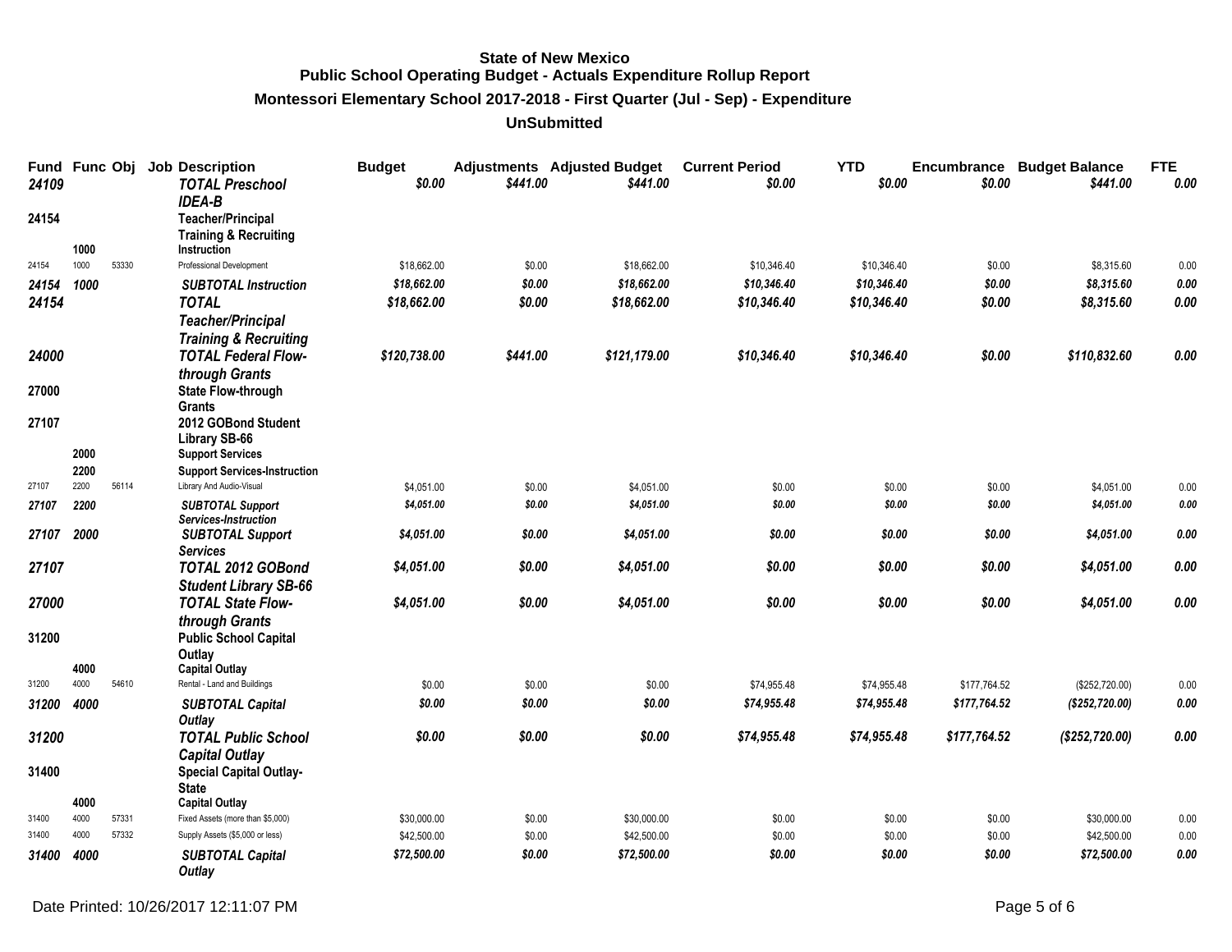**State of New Mexico**
**Public School Operating Budget - Actuals Expenditure Rollup Report**
**Montessori Elementary School 2017-2018 - First Quarter (Jul - Sep) - Expenditure**
**UnSubmitted**

| Fund | Func | Obj | Job | Description | Budget | Adjustments | Adjusted Budget | Current Period | YTD | Encumbrance | Budget Balance | FTE |
|---|---|---|---|---|---|---|---|---|---|---|---|---|
| *24109* | | | | *TOTAL Preschool IDEA-B* | *$0.00* | *$441.00* | *$441.00* | *$0.00* | *$0.00* | *$0.00* | *$441.00* | *0.00* |
| **24154** | | | | **Teacher/Principal Training & Recruiting** | | | | | | | | |
| | **1000** | | | **Instruction** | | | | | | | | |
| 24154 | 1000 | 53330 | | Professional Development | $18,662.00 | $0.00 | $18,662.00 | $10,346.40 | $10,346.40 | $0.00 | $8,315.60 | 0.00 |
| *24154* | *1000* | | | *SUBTOTAL Instruction* | *$18,662.00* | *$0.00* | *$18,662.00* | *$10,346.40* | *$10,346.40* | *$0.00* | *$8,315.60* | *0.00* |
| *24154* | | | | *TOTAL Teacher/Principal Training & Recruiting* | *$18,662.00* | *$0.00* | *$18,662.00* | *$10,346.40* | *$10,346.40* | *$0.00* | *$8,315.60* | *0.00* |
| *24000* | | | | *TOTAL Federal Flow-through Grants* | *$120,738.00* | *$441.00* | *$121,179.00* | *$10,346.40* | *$10,346.40* | *$0.00* | *$110,832.60* | *0.00* |
| **27000** | | | | **State Flow-through Grants** | | | | | | | | |
| **27107** | | | | **2012 GOBond Student Library SB-66** | | | | | | | | |
| | **2000** | | | **Support Services** | | | | | | | | |
| | **2200** | | | **Support Services-Instruction** | | | | | | | | |
| 27107 | 2200 | 56114 | | Library And Audio-Visual | $4,051.00 | $0.00 | $4,051.00 | $0.00 | $0.00 | $0.00 | $4,051.00 | 0.00 |
| *27107* | *2200* | | | *SUBTOTAL Support Services-Instruction* | *$4,051.00* | *$0.00* | *$4,051.00* | *$0.00* | *$0.00* | *$0.00* | *$4,051.00* | *0.00* |
| *27107* | *2000* | | | *SUBTOTAL Support Services* | *$4,051.00* | *$0.00* | *$4,051.00* | *$0.00* | *$0.00* | *$0.00* | *$4,051.00* | *0.00* |
| *27107* | | | | *TOTAL 2012 GOBond Student Library SB-66* | *$4,051.00* | *$0.00* | *$4,051.00* | *$0.00* | *$0.00* | *$0.00* | *$4,051.00* | *0.00* |
| *27000* | | | | *TOTAL State Flow-through Grants* | *$4,051.00* | *$0.00* | *$4,051.00* | *$0.00* | *$0.00* | *$0.00* | *$4,051.00* | *0.00* |
| **31200** | | | | **Public School Capital Outlay** | | | | | | | | |
| | **4000** | | | **Capital Outlay** | | | | | | | | |
| 31200 | 4000 | 54610 | | Rental - Land and Buildings | $0.00 | $0.00 | $0.00 | $74,955.48 | $74,955.48 | $177,764.52 | ($252,720.00) | 0.00 |
| *31200* | *4000* | | | *SUBTOTAL Capital Outlay* | *$0.00* | *$0.00* | *$0.00* | *$74,955.48* | *$74,955.48* | *$177,764.52* | *($252,720.00)* | *0.00* |
| *31200* | | | | *TOTAL Public School Capital Outlay* | *$0.00* | *$0.00* | *$0.00* | *$74,955.48* | *$74,955.48* | *$177,764.52* | *($252,720.00)* | *0.00* |
| **31400** | | | | **Special Capital Outlay-State** | | | | | | | | |
| | **4000** | | | **Capital Outlay** | | | | | | | | |
| 31400 | 4000 | 57331 | | Fixed Assets (more than $5,000) | $30,000.00 | $0.00 | $30,000.00 | $0.00 | $0.00 | $0.00 | $30,000.00 | 0.00 |
| 31400 | 4000 | 57332 | | Supply Assets ($5,000 or less) | $42,500.00 | $0.00 | $42,500.00 | $0.00 | $0.00 | $0.00 | $42,500.00 | 0.00 |
| *31400* | *4000* | | | *SUBTOTAL Capital Outlay* | *$72,500.00* | *$0.00* | *$72,500.00* | *$0.00* | *$0.00* | *$0.00* | *$72,500.00* | *0.00* |

Date Printed: 10/26/2017 12:11:07 PM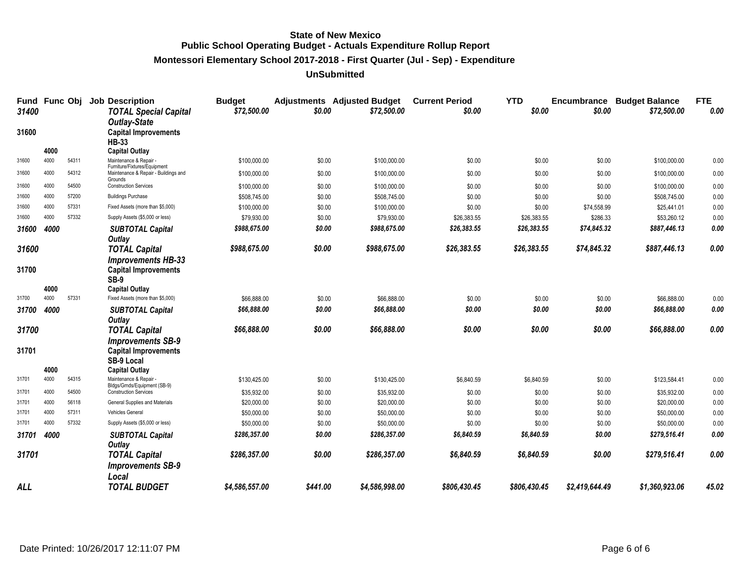**State of New Mexico**
**Public School Operating Budget - Actuals Expenditure Rollup Report**
**Montessori Elementary School 2017-2018 - First Quarter (Jul - Sep) - Expenditure**
**UnSubmitted**

| Fund | Func | Obj | Job | Description | Budget | Adjustments | Adjusted Budget | Current Period | YTD | Encumbrance | Budget Balance | FTE |
|---|---|---|---|---|---|---|---|---|---|---|---|---|
| *31400* | | | | *TOTAL Special Capital Outlay-State* | *$72,500.00* | *$0.00* | *$72,500.00* | *$0.00* | *$0.00* | *$0.00* | *$72,500.00* | *0.00* |
| **31600** | | | | **Capital Improvements HB-33** | | | | | | | | |
| | **4000** | | | **Capital Outlay** | | | | | | | | |
| 31600 | 4000 | 54311 | | Maintenance & Repair - Furniture/Fixtures/Equipment | $100,000.00 | $0.00 | $100,000.00 | $0.00 | $0.00 | $0.00 | $100,000.00 | 0.00 |
| 31600 | 4000 | 54312 | | Maintenance & Repair - Buildings and Grounds | $100,000.00 | $0.00 | $100,000.00 | $0.00 | $0.00 | $0.00 | $100,000.00 | 0.00 |
| 31600 | 4000 | 54500 | | Construction Services | $100,000.00 | $0.00 | $100,000.00 | $0.00 | $0.00 | $0.00 | $100,000.00 | 0.00 |
| 31600 | 4000 | 57200 | | Buildings Purchase | $508,745.00 | $0.00 | $508,745.00 | $0.00 | $0.00 | $0.00 | $508,745.00 | 0.00 |
| 31600 | 4000 | 57331 | | Fixed Assets (more than $5,000) | $100,000.00 | $0.00 | $100,000.00 | $0.00 | $0.00 | $74,558.99 | $25,441.01 | 0.00 |
| 31600 | 4000 | 57332 | | Supply Assets ($5,000 or less) | $79,930.00 | $0.00 | $79,930.00 | $26,383.55 | $26,383.55 | $286.33 | $53,260.12 | 0.00 |
| *31600* | *4000* | | | *SUBTOTAL Capital Outlay* | *$988,675.00* | *$0.00* | *$988,675.00* | *$26,383.55* | *$26,383.55* | *$74,845.32* | *$887,446.13* | *0.00* |
| *31600* | | | | *TOTAL Capital Improvements HB-33* | *$988,675.00* | *$0.00* | *$988,675.00* | *$26,383.55* | *$26,383.55* | *$74,845.32* | *$887,446.13* | *0.00* |
| **31700** | | | | **Capital Improvements SB-9** | | | | | | | | |
| | **4000** | | | **Capital Outlay** | | | | | | | | |
| 31700 | 4000 | 57331 | | Fixed Assets (more than $5,000) | $66,888.00 | $0.00 | $66,888.00 | $0.00 | $0.00 | $0.00 | $66,888.00 | 0.00 |
| *31700* | *4000* | | | *SUBTOTAL Capital Outlay* | *$66,888.00* | *$0.00* | *$66,888.00* | *$0.00* | *$0.00* | *$0.00* | *$66,888.00* | *0.00* |
| *31700* | | | | *TOTAL Capital Improvements SB-9* | *$66,888.00* | *$0.00* | *$66,888.00* | *$0.00* | *$0.00* | *$0.00* | *$66,888.00* | *0.00* |
| **31701** | | | | **Capital Improvements SB-9 Local** | | | | | | | | |
| | **4000** | | | **Capital Outlay** | | | | | | | | |
| 31701 | 4000 | 54315 | | Maintenance & Repair - Bldgs/Grnds/Equipment (SB-9) | $130,425.00 | $0.00 | $130,425.00 | $6,840.59 | $6,840.59 | $0.00 | $123,584.41 | 0.00 |
| 31701 | 4000 | 54500 | | Construction Services | $35,932.00 | $0.00 | $35,932.00 | $0.00 | $0.00 | $0.00 | $35,932.00 | 0.00 |
| 31701 | 4000 | 56118 | | General Supplies and Materials | $20,000.00 | $0.00 | $20,000.00 | $0.00 | $0.00 | $0.00 | $20,000.00 | 0.00 |
| 31701 | 4000 | 57311 | | Vehicles General | $50,000.00 | $0.00 | $50,000.00 | $0.00 | $0.00 | $0.00 | $50,000.00 | 0.00 |
| 31701 | 4000 | 57332 | | Supply Assets ($5,000 or less) | $50,000.00 | $0.00 | $50,000.00 | $0.00 | $0.00 | $0.00 | $50,000.00 | 0.00 |
| *31701* | *4000* | | | *SUBTOTAL Capital Outlay* | *$286,357.00* | *$0.00* | *$286,357.00* | *$6,840.59* | *$6,840.59* | *$0.00* | *$279,516.41* | *0.00* |
| *31701* | | | | *TOTAL Capital Improvements SB-9 Local* | *$286,357.00* | *$0.00* | *$286,357.00* | *$6,840.59* | *$6,840.59* | *$0.00* | *$279,516.41* | *0.00* |
| *ALL* | | | | *TOTAL BUDGET* | *$4,586,557.00* | *$441.00* | *$4,586,998.00* | *$806,430.45* | *$806,430.45* | *$2,419,644.49* | *$1,360,923.06* | *45.02* |

Date Printed: 10/26/2017 12:11:07 PM